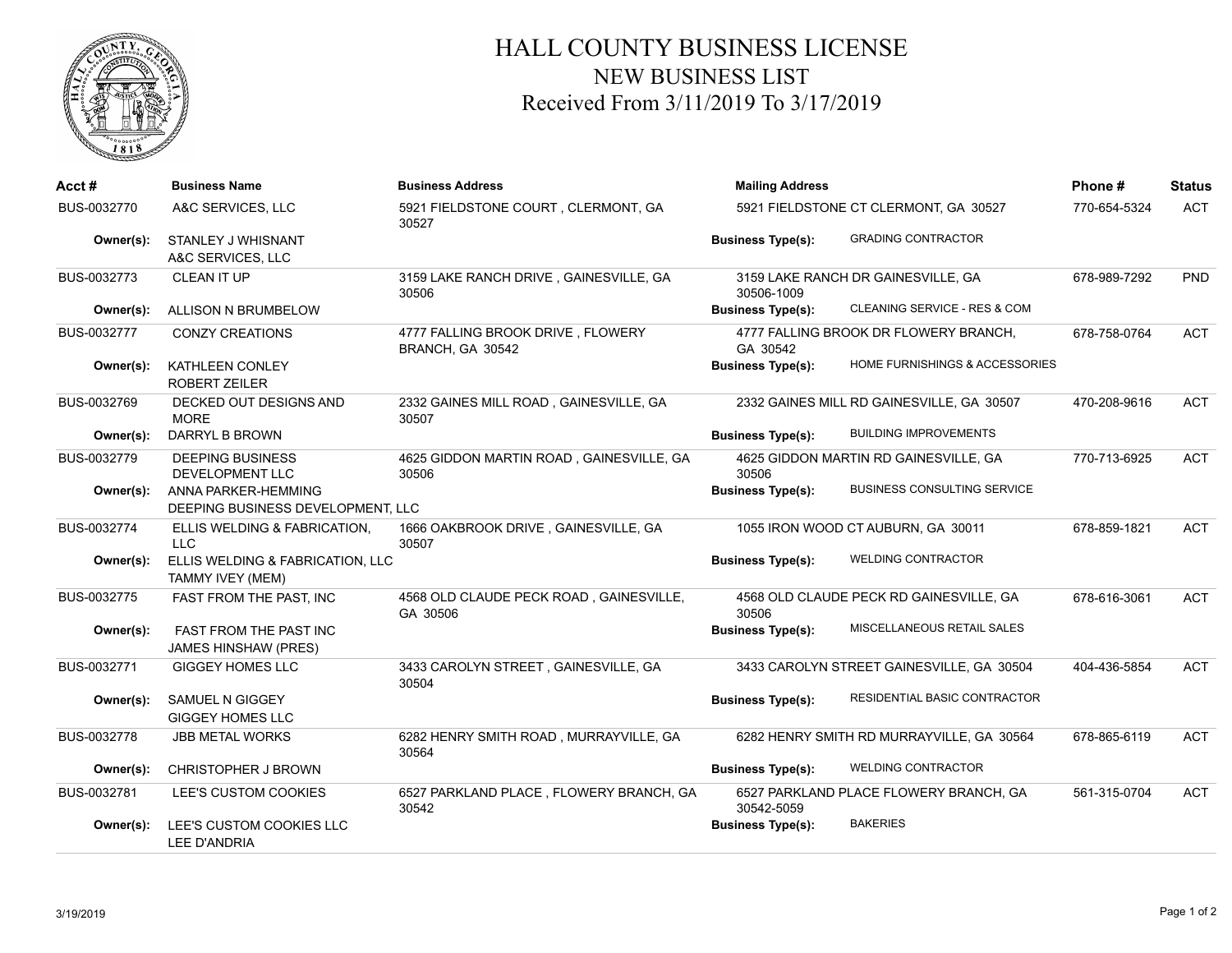# HALL COUNTY BUSINESS LICENSE

## NEW BUSINESS LIST

## Received From 3/11/2019 To 3/17/2019

| Acct # | Business Name | Business Address | Mailing Address | Business Type(s) | Phone # | Status |
|---|---|---|---|---|---|---|
| BUS-0032770 | A&C SERVICES, LLC | 5921 FIELDSTONE COURT , CLERMONT, GA 30527 | 5921 FIELDSTONE CT CLERMONT, GA 30527 | GRADING CONTRACTOR | 770-654-5324 | ACT |
| Owner(s): | STANLEY J WHISNANT<br>A&C SERVICES, LLC | | | | | |
| BUS-0032773 | CLEAN IT UP | 3159 LAKE RANCH DRIVE , GAINESVILLE, GA 30506 | 3159 LAKE RANCH DR GAINESVILLE, GA 30506-1009 | CLEANING SERVICE - RES & COM | 678-989-7292 | PND |
| Owner(s): | ALLISON N BRUMBELOW | | | | | |
| BUS-0032777 | CONZY CREATIONS | 4777 FALLING BROOK DRIVE , FLOWERY BRANCH, GA 30542 | 4777 FALLING BROOK DR FLOWERY BRANCH, GA 30542 | HOME FURNISHINGS & ACCESSORIES | 678-758-0764 | ACT |
| Owner(s): | KATHLEEN CONLEY<br>ROBERT ZEILER | | | | | |
| BUS-0032769 | DECKED OUT DESIGNS AND MORE | 2332 GAINES MILL ROAD , GAINESVILLE, GA 30507 | 2332 GAINES MILL RD GAINESVILLE, GA 30507 | BUILDING IMPROVEMENTS | 470-208-9616 | ACT |
| Owner(s): | DARRYL B BROWN | | | | | |
| BUS-0032779 | DEEPING BUSINESS DEVELOPMENT LLC | 4625 GIDDON MARTIN ROAD , GAINESVILLE, GA 30506 | 4625 GIDDON MARTIN RD GAINESVILLE, GA 30506 | BUSINESS CONSULTING SERVICE | 770-713-6925 | ACT |
| Owner(s): | ANNA PARKER-HEMMING<br>DEEPING BUSINESS DEVELOPMENT, LLC | | | | | |
| BUS-0032774 | ELLIS WELDING & FABRICATION, LLC | 1666 OAKBROOK DRIVE , GAINESVILLE, GA 30507 | 1055 IRON WOOD CT AUBURN, GA 30011 | WELDING CONTRACTOR | 678-859-1821 | ACT |
| Owner(s): | ELLIS WELDING & FABRICATION, LLC<br>TAMMY IVEY (MEM) | | | | | |
| BUS-0032775 | FAST FROM THE PAST, INC | 4568 OLD CLAUDE PECK ROAD , GAINESVILLE, GA 30506 | 4568 OLD CLAUDE PECK RD GAINESVILLE, GA 30506 | MISCELLANEOUS RETAIL SALES | 678-616-3061 | ACT |
| Owner(s): | FAST FROM THE PAST INC<br>JAMES HINSHAW (PRES) | | | | | |
| BUS-0032771 | GIGGEY HOMES LLC | 3433 CAROLYN STREET , GAINESVILLE, GA 30504 | 3433 CAROLYN STREET GAINESVILLE, GA 30504 | RESIDENTIAL BASIC CONTRACTOR | 404-436-5854 | ACT |
| Owner(s): | SAMUEL N GIGGEY<br>GIGGEY HOMES LLC | | | | | |
| BUS-0032778 | JBB METAL WORKS | 6282 HENRY SMITH ROAD , MURRAYVILLE, GA 30564 | 6282 HENRY SMITH RD MURRAYVILLE, GA 30564 | WELDING CONTRACTOR | 678-865-6119 | ACT |
| Owner(s): | CHRISTOPHER J BROWN | | | | | |
| BUS-0032781 | LEE'S CUSTOM COOKIES | 6527 PARKLAND PLACE , FLOWERY BRANCH, GA 30542 | 6527 PARKLAND PLACE FLOWERY BRANCH, GA 30542-5059 | BAKERIES | 561-315-0704 | ACT |
| Owner(s): | LEE'S CUSTOM COOKIES LLC<br>LEE D'ANDRIA | | | | | |

3/19/2019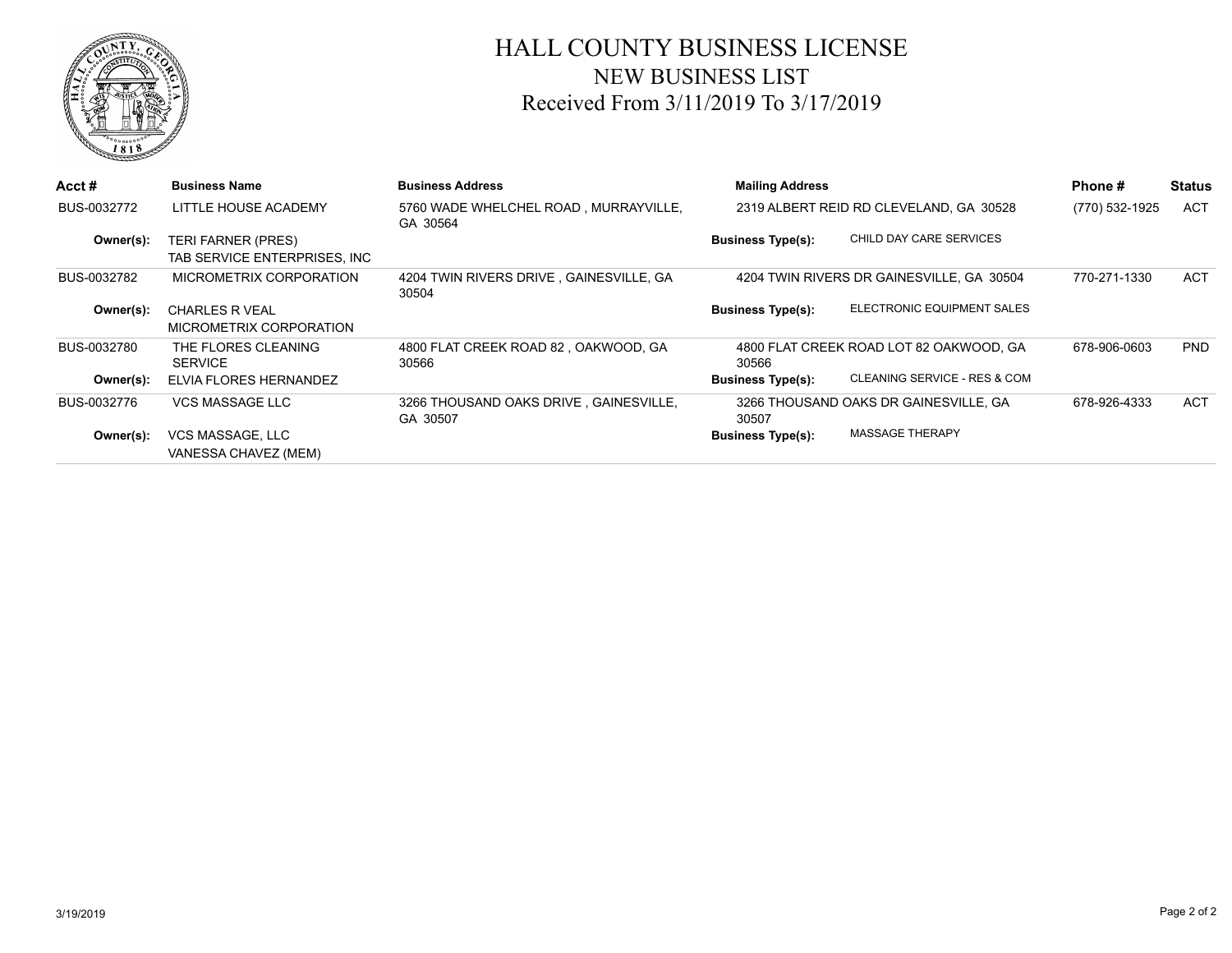# HALL COUNTY BUSINESS LICENSE
## NEW BUSINESS LIST
## Received From 3/11/2019 To 3/17/2019

| Acct # | Business Name | Business Address | Mailing Address | | Phone # | Status |
|---|---|---|---|---|---|---|
| BUS-0032772 | LITTLE HOUSE ACADEMY | 5760 WADE WHELCHEL ROAD , MURRAYVILLE, GA 30564 | 2319 ALBERT REID RD CLEVELAND, GA 30528 | | (770) 532-1925 | ACT |
| **Owner(s):** | TERI FARNER (PRES)<br>TAB SERVICE ENTERPRISES, INC | | **Business Type(s):** | CHILD DAY CARE SERVICES | | |
| BUS-0032782 | MICROMETRIX CORPORATION | 4204 TWIN RIVERS DRIVE , GAINESVILLE, GA 30504 | 4204 TWIN RIVERS DR GAINESVILLE, GA 30504 | | 770-271-1330 | ACT |
| **Owner(s):** | CHARLES R VEAL<br>MICROMETRIX CORPORATION | | **Business Type(s):** | ELECTRONIC EQUIPMENT SALES | | |
| BUS-0032780 | THE FLORES CLEANING SERVICE | 4800 FLAT CREEK ROAD 82 , OAKWOOD, GA 30566 | 4800 FLAT CREEK ROAD LOT 82 OAKWOOD, GA 30566 | | 678-906-0603 | PND |
| **Owner(s):** | ELVIA FLORES HERNANDEZ | | **Business Type(s):** | CLEANING SERVICE - RES & COM | | |
| BUS-0032776 | VCS MASSAGE LLC | 3266 THOUSAND OAKS DRIVE , GAINESVILLE, GA 30507 | 3266 THOUSAND OAKS DR GAINESVILLE, GA 30507 | | 678-926-4333 | ACT |
| **Owner(s):** | VCS MASSAGE, LLC<br>VANESSA CHAVEZ (MEM) | | **Business Type(s):** | MASSAGE THERAPY | | |

3/19/2019